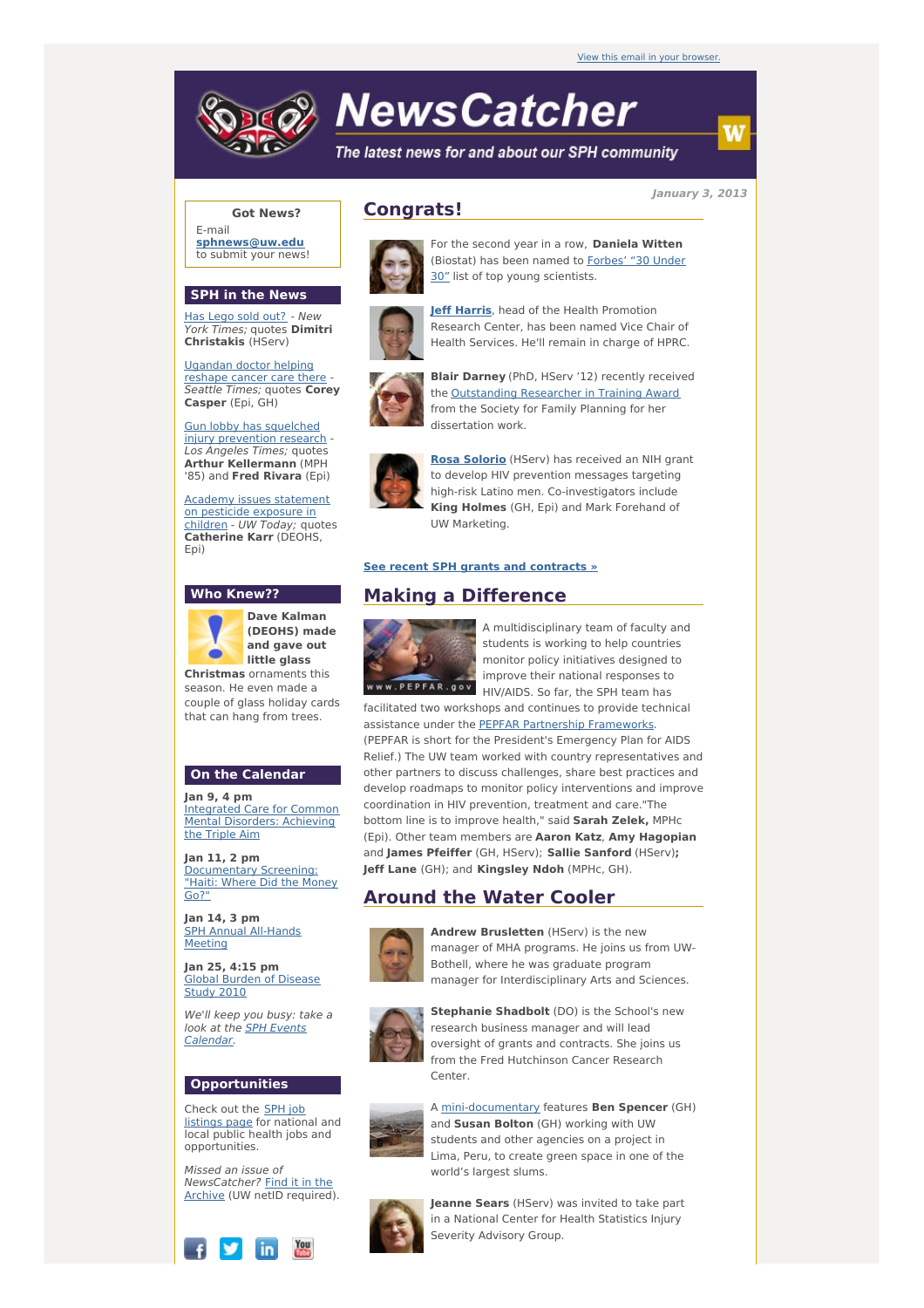View this email in your browser.

# NewsCatcher

*The latest news for and about our SPH community*

*January 3, 2013*

## Congrats!

For the second year in a row, **Daniela Witten** (Biostat) has been named to Forbes' "30 Under 30" list of top young scientists.

**Jeff Harris**, head of the Health Promotion Research Center, has been named Vice Chair of Health Services. He'll remain in charge of HPRC.

**Blair Darney** (PhD, HServ '12) recently received the Outstanding Researcher in Training Award from the Society for Family Planning for her dissertation work.

**Rosa Solorio** (HServ) has received an NIH grant to develop HIV prevention messages targeting high-risk Latino men. Co-investigators include **King Holmes** (GH, Epi) and Mark Forehand of UW Marketing.

**See recent SPH grants and contracts »**

## Making a Difference

A multidisciplinary team of faculty and students is working to help countries monitor policy initiatives designed to improve their national responses to HIV/AIDS. So far, the SPH team has facilitated two workshops and continues to provide technical assistance under the PEPFAR Partnership Frameworks. (PEPFAR is short for the President's Emergency Plan for AIDS Relief.) The UW team worked with country representatives and other partners to discuss challenges, share best practices and develop roadmaps to monitor policy interventions and improve coordination in HIV prevention, treatment and care."The bottom line is to improve health," said **Sarah Zelek,** MPHc (Epi). Other team members are **Aaron Katz**, **Amy Hagopian** and **James Pfeiffer** (GH, HServ); **Sallie Sanford** (HServ)**;** **Jeff Lane** (GH); and **Kingsley Ndoh** (MPHc, GH).

## Around the Water Cooler

**Andrew Brusletten** (HServ) is the new manager of MHA programs. He joins us from UW-Bothell, where he was graduate program manager for Interdisciplinary Arts and Sciences.

**Stephanie Shadbolt** (DO) is the School's new research business manager and will lead oversight of grants and contracts. She joins us from the Fred Hutchinson Cancer Research Center.

A mini-documentary features **Ben Spencer** (GH) and **Susan Bolton** (GH) working with UW students and other agencies on a project in Lima, Peru, to create green space in one of the world's largest slums.

**Jeanne Sears** (HServ) was invited to take part in a National Center for Health Statistics Injury Severity Advisory Group.

---

**Got News?**

E-mail **sphnews@uw.edu** to submit your news!

### SPH in the News

Has Lego sold out? - *New York Times;* quotes **Dimitri Christakis** (HServ)

Ugandan doctor helping reshape cancer care there - *Seattle Times;* quotes **Corey Casper** (Epi, GH)

Gun lobby has squelched injury prevention research - *Los Angeles Times;* quotes **Arthur Kellermann** (MPH '85) and **Fred Rivara** (Epi)

Academy issues statement on pesticide exposure in children - *UW Today;* quotes **Catherine Karr** (DEOHS, Epi)

### Who Knew??

**Dave Kalman (DEOHS) made and gave out little glass Christmas** ornaments this season. He even made a couple of glass holiday cards that can hang from trees.

### On the Calendar

**Jan 9, 4 pm**
Integrated Care for Common Mental Disorders: Achieving the Triple Aim

**Jan 11, 2 pm**
Documentary Screening: "Haiti: Where Did the Money Go?"

**Jan 14, 3 pm**
SPH Annual All-Hands Meeting

**Jan 25, 4:15 pm**
Global Burden of Disease Study 2010

*We'll keep you busy: take a look at the SPH Events Calendar.*

### Opportunities

Check out the SPH job listings page for national and local public health jobs and opportunities.

*Missed an issue of NewsCatcher?* Find it in the Archive (UW netID required).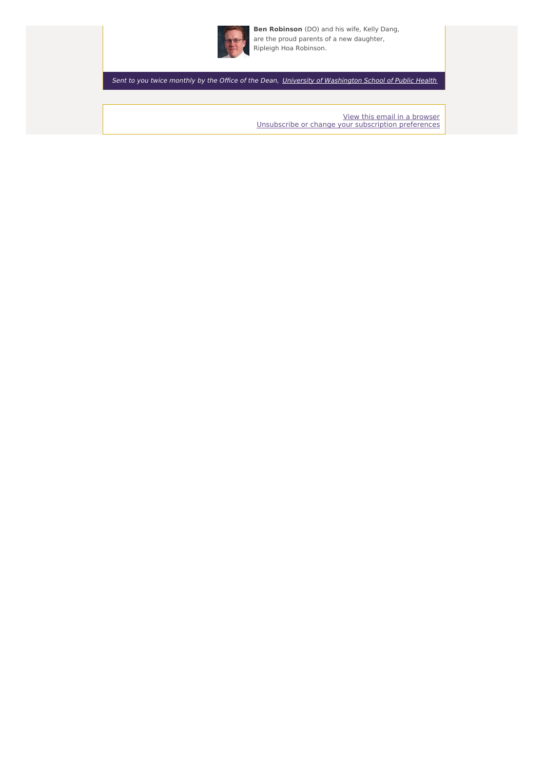**Ben Robinson** (DO) and his wife, Kelly Dang, are the proud parents of a new daughter, Ripleigh Hoa Robinson.

*Sent to you twice monthly by the Office of the Dean, University of Washington School of Public Health*

View this email in a browser
Unsubscribe or change your subscription preferences